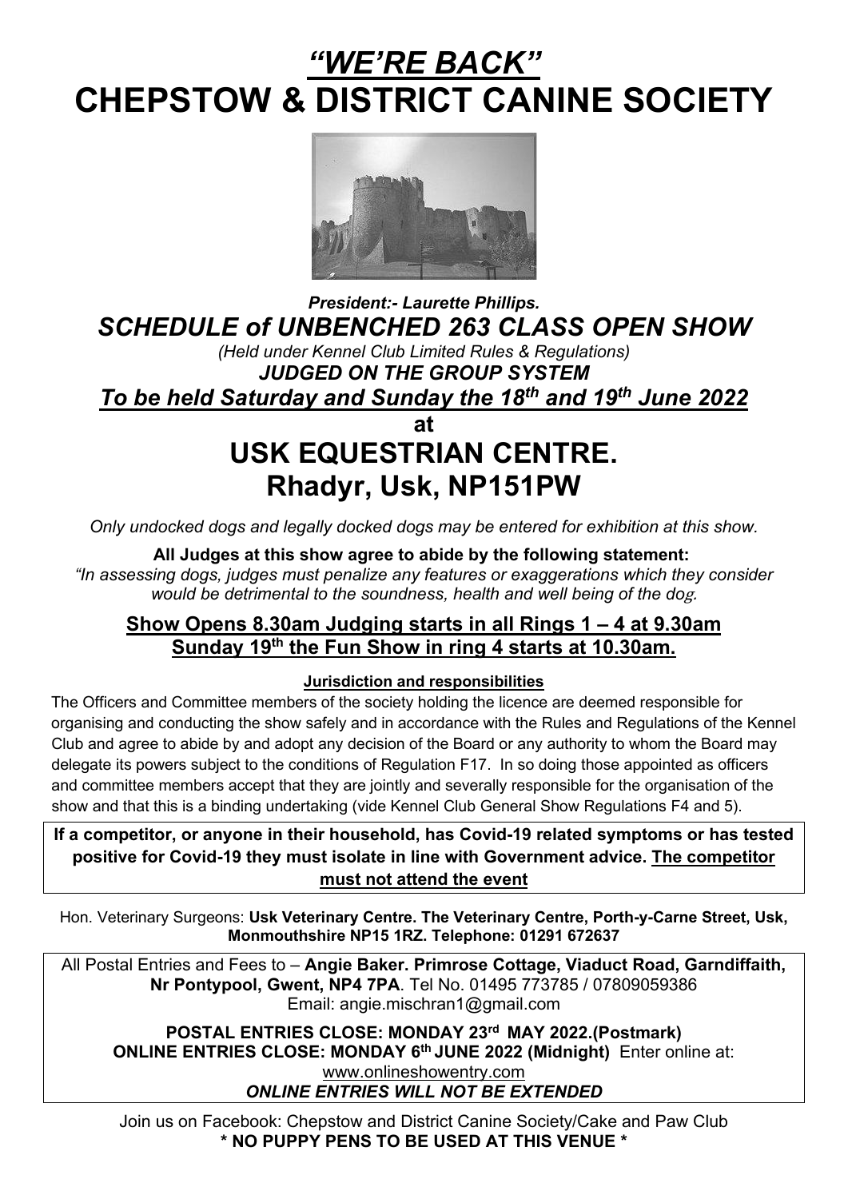# *"WE'RE BACK"*

# CHEPSTOW & DISTRICT CANINE SOCIETY

***President:- Laurette Phillips.***

## *SCHEDULE of UNBENCHED 263 CLASS OPEN SHOW*

*(Held under Kennel Club Limited Rules & Regulations)*

***JUDGED ON THE GROUP SYSTEM***

***To be held Saturday and Sunday the 18th and 19th June 2022***

**at**

## USK EQUESTRIAN CENTRE.
## Rhadyr, Usk, NP151PW

*Only undocked dogs and legally docked dogs may be entered for exhibition at this show.*

**All Judges at this show agree to abide by the following statement:**

*"In assessing dogs, judges must penalize any features or exaggerations which they consider would be detrimental to the soundness, health and well being of the dog.*

**Show Opens 8.30am Judging starts in all Rings 1 – 4 at 9.30am**
**Sunday 19th the Fun Show in ring 4 starts at 10.30am.**

**Jurisdiction and responsibilities**

The Officers and Committee members of the society holding the licence are deemed responsible for organising and conducting the show safely and in accordance with the Rules and Regulations of the Kennel Club and agree to abide by and adopt any decision of the Board or any authority to whom the Board may delegate its powers subject to the conditions of Regulation F17. In so doing those appointed as officers and committee members accept that they are jointly and severally responsible for the organisation of the show and that this is a binding undertaking (vide Kennel Club General Show Regulations F4 and 5).

**If a competitor, or anyone in their household, has Covid-19 related symptoms or has tested positive for Covid-19 they must isolate in line with Government advice. The competitor must not attend the event**

Hon. Veterinary Surgeons: **Usk Veterinary Centre. The Veterinary Centre, Porth-y-Carne Street, Usk, Monmouthshire NP15 1RZ. Telephone: 01291 672637**

All Postal Entries and Fees to – **Angie Baker. Primrose Cottage, Viaduct Road, Garndiffaith, Nr Pontypool, Gwent, NP4 7PA**. Tel No. 01495 773785 / 07809059386
Email: angie.mischran1@gmail.com

**POSTAL ENTRIES CLOSE: MONDAY 23rd MAY 2022.(Postmark)**
**ONLINE ENTRIES CLOSE: MONDAY 6th JUNE 2022 (Midnight)** Enter online at: www.onlineshowentry.com
***ONLINE ENTRIES WILL NOT BE EXTENDED***

Join us on Facebook: Chepstow and District Canine Society/Cake and Paw Club
**\* NO PUPPY PENS TO BE USED AT THIS VENUE \***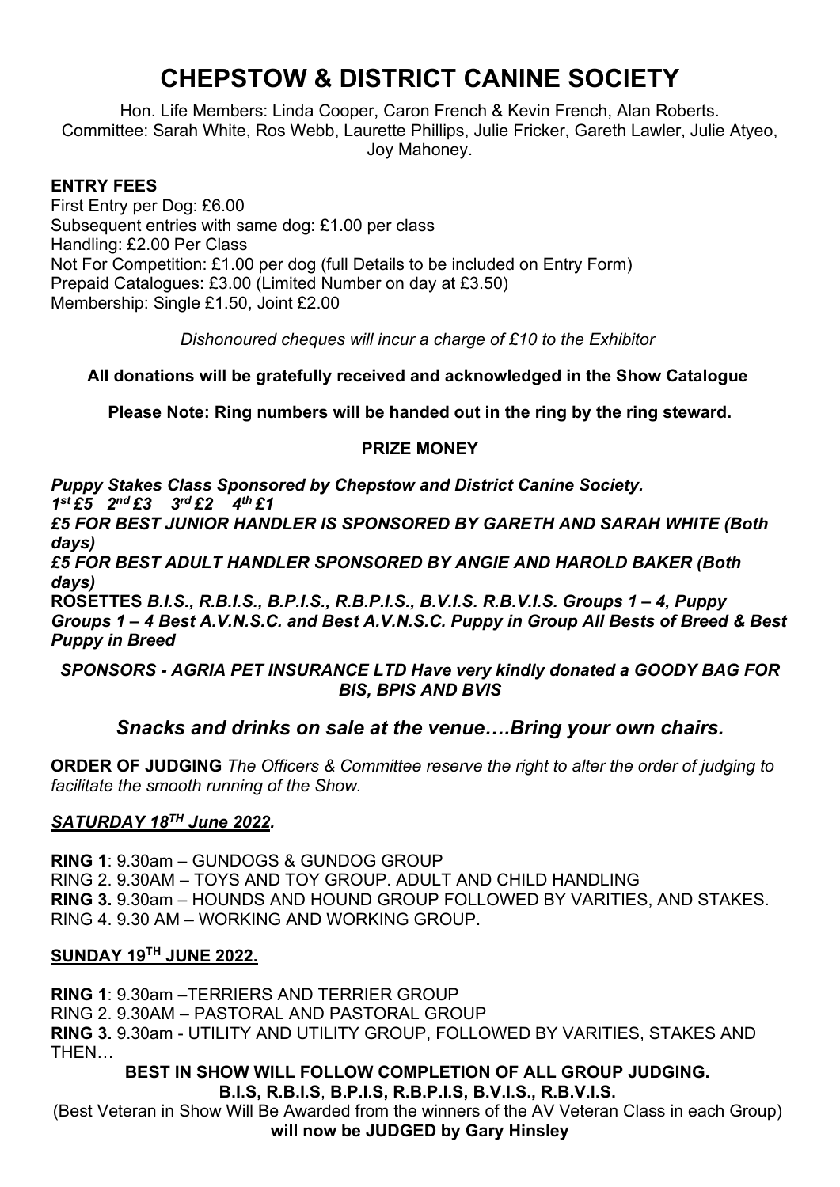# CHEPSTOW & DISTRICT CANINE SOCIETY

Hon. Life Members: Linda Cooper, Caron French & Kevin French, Alan Roberts.
Committee: Sarah White, Ros Webb, Laurette Phillips, Julie Fricker, Gareth Lawler, Julie Atyeo, Joy Mahoney.

**ENTRY FEES**

First Entry per Dog: £6.00
Subsequent entries with same dog: £1.00 per class
Handling: £2.00 Per Class
Not For Competition: £1.00 per dog (full Details to be included on Entry Form)
Prepaid Catalogues: £3.00 (Limited Number on day at £3.50)
Membership: Single £1.50, Joint £2.00

*Dishonoured cheques will incur a charge of £10 to the Exhibitor*

**All donations will be gratefully received and acknowledged in the Show Catalogue**

**Please Note: Ring numbers will be handed out in the ring by the ring steward.**

**PRIZE MONEY**

***Puppy Stakes Class Sponsored by Chepstow and District Canine Society.***
***1st £5 2nd £3 3rd £2 4th £1***
***£5 FOR BEST JUNIOR HANDLER IS SPONSORED BY GARETH AND SARAH WHITE (Both days)***
***£5 FOR BEST ADULT HANDLER SPONSORED BY ANGIE AND HAROLD BAKER (Both days)***
**ROSETTES** ***B.I.S., R.B.I.S., B.P.I.S., R.B.P.I.S., B.V.I.S. R.B.V.I.S. Groups 1 – 4, Puppy Groups 1 – 4 Best A.V.N.S.C. and Best A.V.N.S.C. Puppy in Group All Bests of Breed & Best Puppy in Breed***

***SPONSORS - AGRIA PET INSURANCE LTD Have very kindly donated a GOODY BAG FOR BIS, BPIS AND BVIS***

### *Snacks and drinks on sale at the venue….Bring your own chairs.*

**ORDER OF JUDGING** *The Officers & Committee reserve the right to alter the order of judging to facilitate the smooth running of the Show.*

***SATURDAY 18TH June 2022.***

**RING 1**: 9.30am – GUNDOGS & GUNDOG GROUP
RING 2. 9.30AM – TOYS AND TOY GROUP. ADULT AND CHILD HANDLING
**RING 3.** 9.30am – HOUNDS AND HOUND GROUP FOLLOWED BY VARITIES, AND STAKES.
RING 4. 9.30 AM – WORKING AND WORKING GROUP.

**SUNDAY 19TH JUNE 2022.**

**RING 1**: 9.30am –TERRIERS AND TERRIER GROUP
RING 2. 9.30AM – PASTORAL AND PASTORAL GROUP
**RING 3.** 9.30am - UTILITY AND UTILITY GROUP, FOLLOWED BY VARITIES, STAKES AND THEN…

**BEST IN SHOW WILL FOLLOW COMPLETION OF ALL GROUP JUDGING.**
**B.I.S, R.B.I.S, B.P.I.S, R.B.P.I.S, B.V.I.S., R.B.V.I.S.**
(Best Veteran in Show Will Be Awarded from the winners of the AV Veteran Class in each Group)
**will now be JUDGED by Gary Hinsley**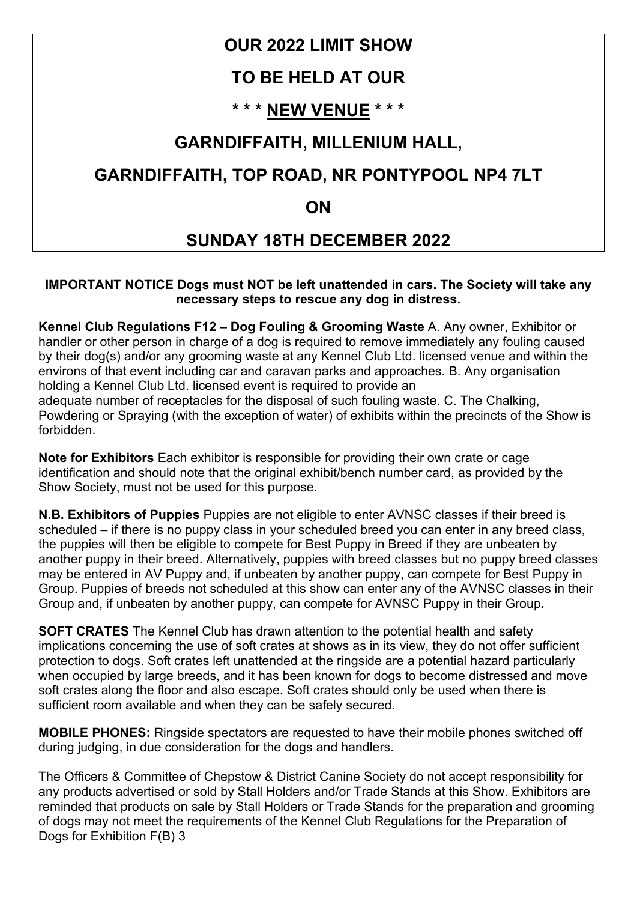# OUR 2022 LIMIT SHOW

# TO BE HELD AT OUR

# * * * NEW VENUE * * *

# GARNDIFFAITH, MILLENIUM HALL,

# GARNDIFFAITH, TOP ROAD, NR PONTYPOOL NP4 7LT

# ON

# SUNDAY 18TH DECEMBER 2022

**IMPORTANT NOTICE Dogs must NOT be left unattended in cars. The Society will take any necessary steps to rescue any dog in distress.**

**Kennel Club Regulations F12 – Dog Fouling & Grooming Waste** A. Any owner, Exhibitor or handler or other person in charge of a dog is required to remove immediately any fouling caused by their dog(s) and/or any grooming waste at any Kennel Club Ltd. licensed venue and within the environs of that event including car and caravan parks and approaches. B. Any organisation holding a Kennel Club Ltd. licensed event is required to provide an adequate number of receptacles for the disposal of such fouling waste. C. The Chalking, Powdering or Spraying (with the exception of water) of exhibits within the precincts of the Show is forbidden.

**Note for Exhibitors** Each exhibitor is responsible for providing their own crate or cage identification and should note that the original exhibit/bench number card, as provided by the Show Society, must not be used for this purpose.

**N.B. Exhibitors of Puppies** Puppies are not eligible to enter AVNSC classes if their breed is scheduled – if there is no puppy class in your scheduled breed you can enter in any breed class, the puppies will then be eligible to compete for Best Puppy in Breed if they are unbeaten by another puppy in their breed. Alternatively, puppies with breed classes but no puppy breed classes may be entered in AV Puppy and, if unbeaten by another puppy, can compete for Best Puppy in Group. Puppies of breeds not scheduled at this show can enter any of the AVNSC classes in their Group and, if unbeaten by another puppy, can compete for AVNSC Puppy in their Group.

**SOFT CRATES** The Kennel Club has drawn attention to the potential health and safety implications concerning the use of soft crates at shows as in its view, they do not offer sufficient protection to dogs. Soft crates left unattended at the ringside are a potential hazard particularly when occupied by large breeds, and it has been known for dogs to become distressed and move soft crates along the floor and also escape. Soft crates should only be used when there is sufficient room available and when they can be safely secured.

**MOBILE PHONES:** Ringside spectators are requested to have their mobile phones switched off during judging, in due consideration for the dogs and handlers.

The Officers & Committee of Chepstow & District Canine Society do not accept responsibility for any products advertised or sold by Stall Holders and/or Trade Stands at this Show. Exhibitors are reminded that products on sale by Stall Holders or Trade Stands for the preparation and grooming of dogs may not meet the requirements of the Kennel Club Regulations for the Preparation of Dogs for Exhibition F(B) 3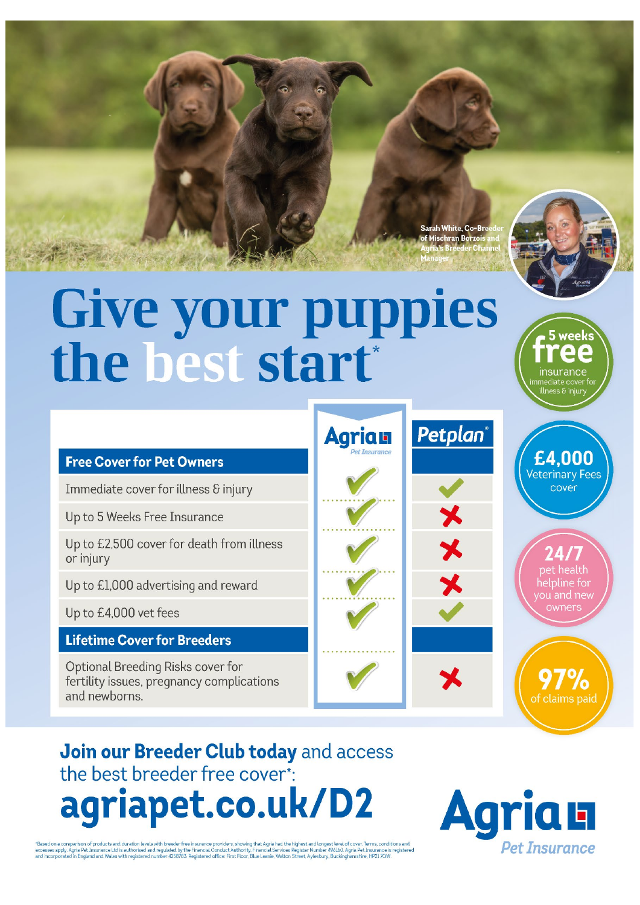Sarah White, Co-Breeder of Mischran Borzois and Agria's Breeder Channel Manager

# Give your puppies the best start*

| | Agria Pet Insurance | Petplan® |
|---|---|---|
| **Free Cover for Pet Owners** | | |
| Immediate cover for illness & injury | ✓ | ✓ |
| Up to 5 Weeks Free Insurance | ✓ | ✗ |
| Up to £2,500 cover for death from illness or injury | ✓ | ✗ |
| Up to £1,000 advertising and reward | ✓ | ✗ |
| Up to £4,000 vet fees | ✓ | ✓ |
| **Lifetime Cover for Breeders** | | |
| Optional Breeding Risks cover for fertility issues, pregnancy complications and newborns. | ✓ | ✗ |

5 weeks free insurance — immediate cover for illness & injury

£4,000 Veterinary Fees cover

24/7 pet health helpline for you and new owners

97% of claims paid

**Join our Breeder Club today** and access the best breeder free cover*:

## agriapet.co.uk/D2

Agria Pet Insurance

*Based on a comparison of products and duration levels with breeder free insurance providers, showing that Agria had the highest and longest level of cover. Terms, conditions and excesses apply. Agria Pet Insurance Ltd is authorised and regulated by the Financial Conduct Authority, Financial Services Register Number 496160. Agria Pet Insurance is registered and incorporated in England and Wales with registered number 4258783. Registered office: First Floor, Blue Leanie, Walton Street, Aylesbury, Buckinghamshire, HP21 7QW.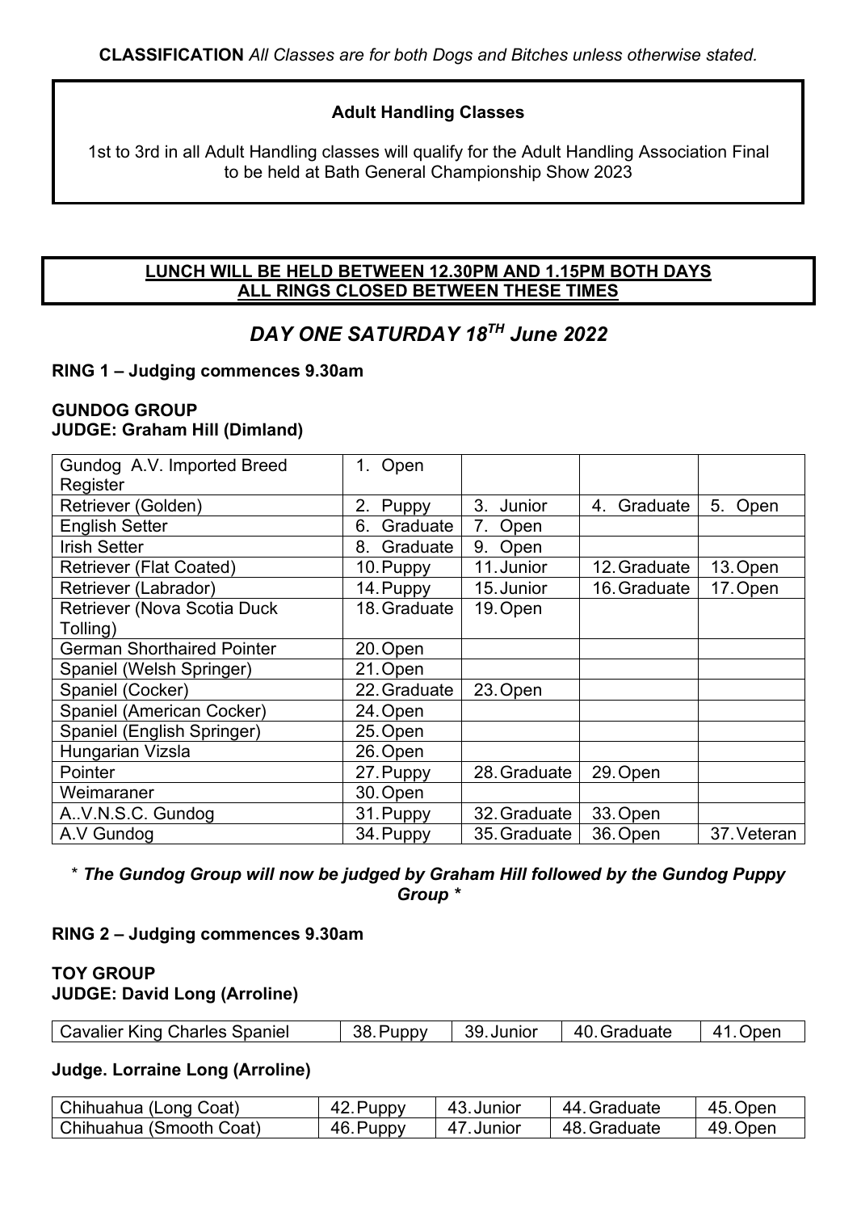**CLASSIFICATION** *All Classes are for both Dogs and Bitches unless otherwise stated.*

**Adult Handling Classes**

1st to 3rd in all Adult Handling classes will qualify for the Adult Handling Association Final to be held at Bath General Championship Show 2023

**LUNCH WILL BE HELD BETWEEN 12.30PM AND 1.15PM BOTH DAYS**
**ALL RINGS CLOSED BETWEEN THESE TIMES**

## *DAY ONE SATURDAY 18TH June 2022*

**RING 1 – Judging commences 9.30am**

**GUNDOG GROUP**
**JUDGE: Graham Hill (Dimland)**

| | | | | |
|---|---|---|---|---|
| Gundog A.V. Imported Breed Register | 1. Open | | | |
| Retriever (Golden) | 2. Puppy | 3. Junior | 4. Graduate | 5. Open |
| English Setter | 6. Graduate | 7. Open | | |
| Irish Setter | 8. Graduate | 9. Open | | |
| Retriever (Flat Coated) | 10. Puppy | 11. Junior | 12. Graduate | 13. Open |
| Retriever (Labrador) | 14. Puppy | 15. Junior | 16. Graduate | 17. Open |
| Retriever (Nova Scotia Duck Tolling) | 18. Graduate | 19. Open | | |
| German Shorthaired Pointer | 20. Open | | | |
| Spaniel (Welsh Springer) | 21. Open | | | |
| Spaniel (Cocker) | 22. Graduate | 23. Open | | |
| Spaniel (American Cocker) | 24. Open | | | |
| Spaniel (English Springer) | 25. Open | | | |
| Hungarian Vizsla | 26. Open | | | |
| Pointer | 27. Puppy | 28. Graduate | 29. Open | |
| Weimaraner | 30. Open | | | |
| A..V.N.S.C. Gundog | 31. Puppy | 32. Graduate | 33. Open | |
| A.V Gundog | 34. Puppy | 35. Graduate | 36. Open | 37. Veteran |

\* ***The Gundog Group will now be judged by Graham Hill followed by the Gundog Puppy Group*** \*

**RING 2 – Judging commences 9.30am**

**TOY GROUP**
**JUDGE: David Long (Arroline)**

| | | | | |
|---|---|---|---|---|
| Cavalier King Charles Spaniel | 38. Puppy | 39. Junior | 40. Graduate | 41. Open |

**Judge. Lorraine Long (Arroline)**

| | | | | |
|---|---|---|---|---|
| Chihuahua (Long Coat) | 42. Puppy | 43. Junior | 44. Graduate | 45. Open |
| Chihuahua (Smooth Coat) | 46. Puppy | 47. Junior | 48. Graduate | 49. Open |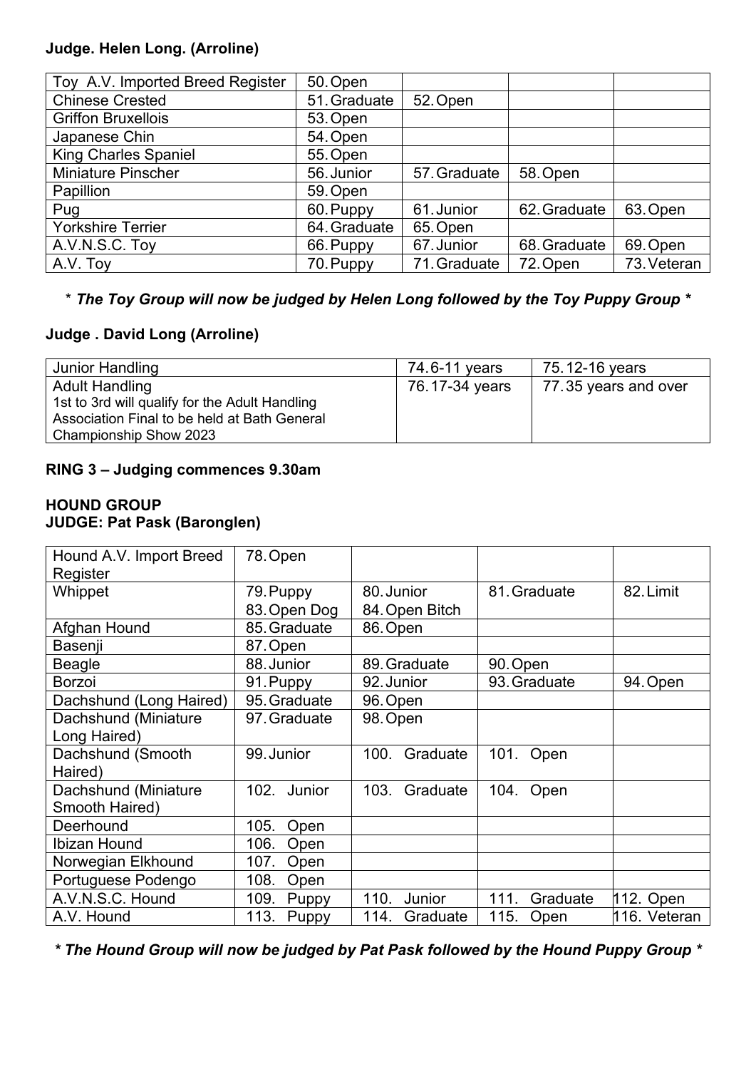**Judge. Helen Long. (Arroline)**

| Toy A.V. Imported Breed Register | 50. Open | | | |
|---|---|---|---|---|
| Chinese Crested | 51. Graduate | 52. Open | | |
| Griffon Bruxellois | 53. Open | | | |
| Japanese Chin | 54. Open | | | |
| King Charles Spaniel | 55. Open | | | |
| Miniature Pinscher | 56. Junior | 57. Graduate | 58. Open | |
| Papillion | 59. Open | | | |
| Pug | 60. Puppy | 61. Junior | 62. Graduate | 63. Open |
| Yorkshire Terrier | 64. Graduate | 65. Open | | |
| A.V.N.S.C. Toy | 66. Puppy | 67. Junior | 68. Graduate | 69. Open |
| A.V. Toy | 70. Puppy | 71. Graduate | 72. Open | 73. Veteran |

*\* The Toy Group will now be judged by Helen Long followed by the Toy Puppy Group \**

**Judge . David Long (Arroline)**

| Junior Handling | 74. 6-11 years | 75. 12-16 years |
|---|---|---|
| Adult Handling<br>1st to 3rd will qualify for the Adult Handling Association Final to be held at Bath General Championship Show 2023 | 76. 17-34 years | 77. 35 years and over |

**RING 3 – Judging commences 9.30am**

**HOUND GROUP**
**JUDGE: Pat Pask (Baronglen)**

| Hound A.V. Import Breed Register | 78. Open | | | |
|---|---|---|---|---|
| Whippet | 79. Puppy<br>83. Open Dog | 80. Junior<br>84. Open Bitch | 81. Graduate | 82. Limit |
| Afghan Hound | 85. Graduate | 86. Open | | |
| Basenji | 87. Open | | | |
| Beagle | 88. Junior | 89. Graduate | 90. Open | |
| Borzoi | 91. Puppy | 92. Junior | 93. Graduate | 94. Open |
| Dachshund (Long Haired) | 95. Graduate | 96. Open | | |
| Dachshund (Miniature Long Haired) | 97. Graduate | 98. Open | | |
| Dachshund (Smooth Haired) | 99. Junior | 100. Graduate | 101. Open | |
| Dachshund (Miniature Smooth Haired) | 102. Junior | 103. Graduate | 104. Open | |
| Deerhound | 105. Open | | | |
| Ibizan Hound | 106. Open | | | |
| Norwegian Elkhound | 107. Open | | | |
| Portuguese Podengo | 108. Open | | | |
| A.V.N.S.C. Hound | 109. Puppy | 110. Junior | 111. Graduate | 112. Open |
| A.V. Hound | 113. Puppy | 114. Graduate | 115. Open | 116. Veteran |

*\* The Hound Group will now be judged by Pat Pask followed by the Hound Puppy Group \**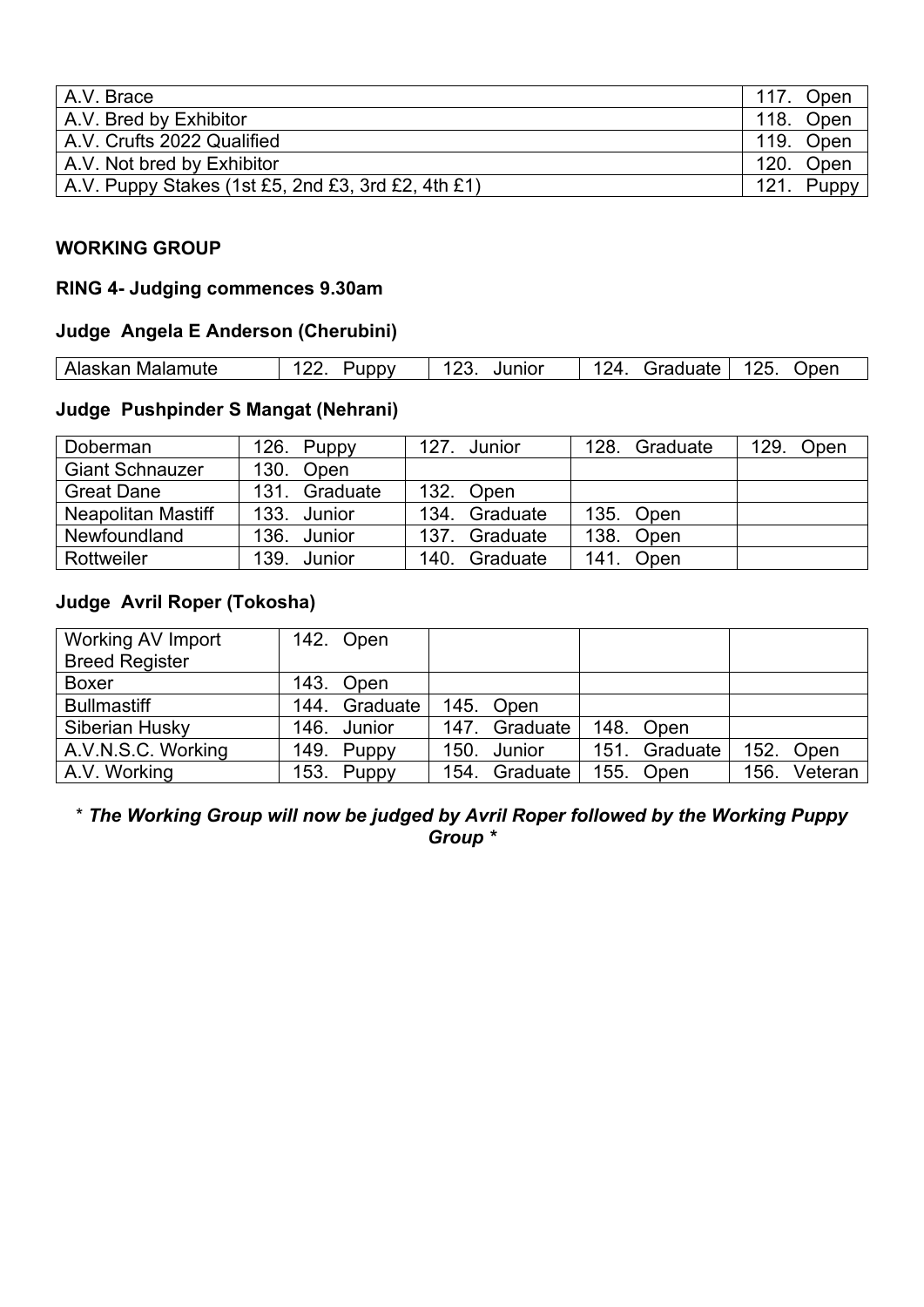| | |
|---|---|
| A.V. Brace | 117. Open |
| A.V. Bred by Exhibitor | 118. Open |
| A.V. Crufts 2022 Qualified | 119. Open |
| A.V. Not bred by Exhibitor | 120. Open |
| A.V. Puppy Stakes (1st £5, 2nd £3, 3rd £2, 4th £1) | 121. Puppy |

**WORKING GROUP**

**RING 4- Judging commences 9.30am**

**Judge Angela E Anderson (Cherubini)**

| | | | | |
|---|---|---|---|---|
| Alaskan Malamute | 122. Puppy | 123. Junior | 124. Graduate | 125. Open |

**Judge Pushpinder S Mangat (Nehrani)**

| | | | | |
|---|---|---|---|---|
| Doberman | 126. Puppy | 127. Junior | 128. Graduate | 129. Open |
| Giant Schnauzer | 130. Open | | | |
| Great Dane | 131. Graduate | 132. Open | | |
| Neapolitan Mastiff | 133. Junior | 134. Graduate | 135. Open | |
| Newfoundland | 136. Junior | 137. Graduate | 138. Open | |
| Rottweiler | 139. Junior | 140. Graduate | 141. Open | |

**Judge Avril Roper (Tokosha)**

| | | | | |
|---|---|---|---|---|
| Working AV Import Breed Register | 142. Open | | | |
| Boxer | 143. Open | | | |
| Bullmastiff | 144. Graduate | 145. Open | | |
| Siberian Husky | 146. Junior | 147. Graduate | 148. Open | |
| A.V.N.S.C. Working | 149. Puppy | 150. Junior | 151. Graduate | 152. Open |
| A.V. Working | 153. Puppy | 154. Graduate | 155. Open | 156. Veteran |

*\* The Working Group will now be judged by Avril Roper followed by the Working Puppy Group \**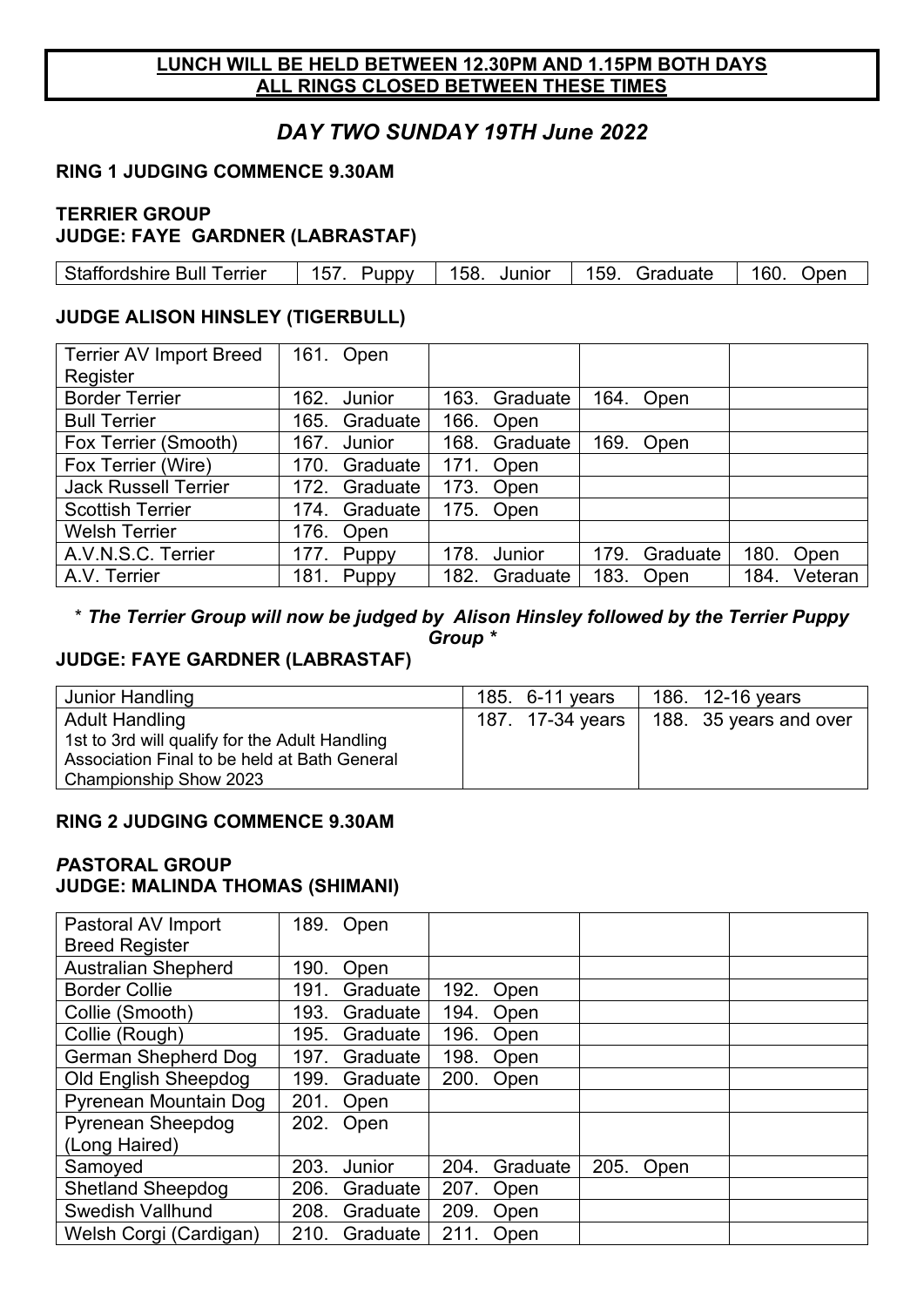**LUNCH WILL BE HELD BETWEEN 12.30PM AND 1.15PM BOTH DAYS**
**ALL RINGS CLOSED BETWEEN THESE TIMES**

## *DAY TWO SUNDAY 19TH June 2022*

### RING 1 JUDGING COMMENCE 9.30AM

### TERRIER GROUP
### JUDGE: FAYE GARDNER (LABRASTAF)

| Staffordshire Bull Terrier | 157. Puppy | 158. Junior | 159. Graduate | 160. Open |
|---|---|---|---|---|

### JUDGE ALISON HINSLEY (TIGERBULL)

| Terrier AV Import Breed Register | 161. Open | | | |
|---|---|---|---|---|
| Border Terrier | 162. Junior | 163. Graduate | 164. Open | |
| Bull Terrier | 165. Graduate | 166. Open | | |
| Fox Terrier (Smooth) | 167. Junior | 168. Graduate | 169. Open | |
| Fox Terrier (Wire) | 170. Graduate | 171. Open | | |
| Jack Russell Terrier | 172. Graduate | 173. Open | | |
| Scottish Terrier | 174. Graduate | 175. Open | | |
| Welsh Terrier | 176. Open | | | |
| A.V.N.S.C. Terrier | 177. Puppy | 178. Junior | 179. Graduate | 180. Open |
| A.V. Terrier | 181. Puppy | 182. Graduate | 183. Open | 184. Veteran |

\* ***The Terrier Group will now be judged by Alison Hinsley followed by the Terrier Puppy Group*** \*

### JUDGE: FAYE GARDNER (LABRASTAF)

| Junior Handling | 185. 6-11 years | 186. 12-16 years |
|---|---|---|
| Adult Handling<br>1st to 3rd will qualify for the Adult Handling Association Final to be held at Bath General Championship Show 2023 | 187. 17-34 years | 188. 35 years and over |

### RING 2 JUDGING COMMENCE 9.30AM

### *P*ASTORAL GROUP
### JUDGE: MALINDA THOMAS (SHIMANI)

| Pastoral AV Import Breed Register | 189. Open | | | |
|---|---|---|---|---|
| Australian Shepherd | 190. Open | | | |
| Border Collie | 191. Graduate | 192. Open | | |
| Collie (Smooth) | 193. Graduate | 194. Open | | |
| Collie (Rough) | 195. Graduate | 196. Open | | |
| German Shepherd Dog | 197. Graduate | 198. Open | | |
| Old English Sheepdog | 199. Graduate | 200. Open | | |
| Pyrenean Mountain Dog | 201. Open | | | |
| Pyrenean Sheepdog (Long Haired) | 202. Open | | | |
| Samoyed | 203. Junior | 204. Graduate | 205. Open | |
| Shetland Sheepdog | 206. Graduate | 207. Open | | |
| Swedish Vallhund | 208. Graduate | 209. Open | | |
| Welsh Corgi (Cardigan) | 210. Graduate | 211. Open | | |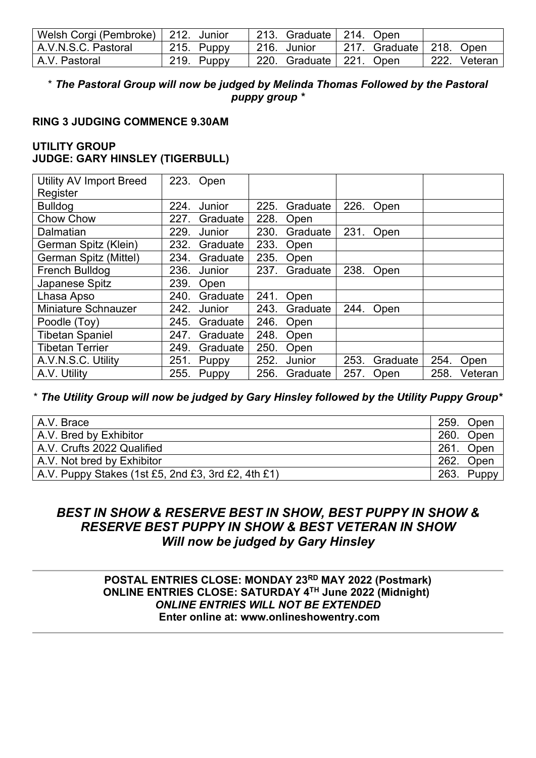| Welsh Corgi (Pembroke) | 212. Junior | 213. Graduate | 214. Open | |
|---|---|---|---|---|
| A.V.N.S.C. Pastoral | 215. Puppy | 216. Junior | 217. Graduate | 218. Open |
| A.V. Pastoral | 219. Puppy | 220. Graduate | 221. Open | 222. Veteran |

*\* **The Pastoral Group will now be judged by Melinda Thomas Followed by the Pastoral puppy group** \**

**RING 3 JUDGING COMMENCE 9.30AM**

**UTILITY GROUP**
**JUDGE: GARY HINSLEY (TIGERBULL)**

| Utility AV Import Breed Register | 223. Open | | | |
|---|---|---|---|---|
| Bulldog | 224. Junior | 225. Graduate | 226. Open | |
| Chow Chow | 227. Graduate | 228. Open | | |
| Dalmatian | 229. Junior | 230. Graduate | 231. Open | |
| German Spitz (Klein) | 232. Graduate | 233. Open | | |
| German Spitz (Mittel) | 234. Graduate | 235. Open | | |
| French Bulldog | 236. Junior | 237. Graduate | 238. Open | |
| Japanese Spitz | 239. Open | | | |
| Lhasa Apso | 240. Graduate | 241. Open | | |
| Miniature Schnauzer | 242. Junior | 243. Graduate | 244. Open | |
| Poodle (Toy) | 245. Graduate | 246. Open | | |
| Tibetan Spaniel | 247. Graduate | 248. Open | | |
| Tibetan Terrier | 249. Graduate | 250. Open | | |
| A.V.N.S.C. Utility | 251. Puppy | 252. Junior | 253. Graduate | 254. Open |
| A.V. Utility | 255. Puppy | 256. Graduate | 257. Open | 258. Veteran |

*\* **The Utility Group will now be judged by Gary Hinsley followed by the Utility Puppy Group**\**

| A.V. Brace | 259. Open |
|---|---|
| A.V. Bred by Exhibitor | 260. Open |
| A.V. Crufts 2022 Qualified | 261. Open |
| A.V. Not bred by Exhibitor | 262. Open |
| A.V. Puppy Stakes (1st £5, 2nd £3, 3rd £2, 4th £1) | 263. Puppy |

## *BEST IN SHOW & RESERVE BEST IN SHOW, BEST PUPPY IN SHOW & RESERVE BEST PUPPY IN SHOW & BEST VETERAN IN SHOW Will now be judged by Gary Hinsley*

---

**POSTAL ENTRIES CLOSE: MONDAY 23RD MAY 2022 (Postmark)**
**ONLINE ENTRIES CLOSE: SATURDAY 4TH June 2022 (Midnight)**
***ONLINE ENTRIES WILL NOT BE EXTENDED***
**Enter online at: www.onlineshowentry.com**

---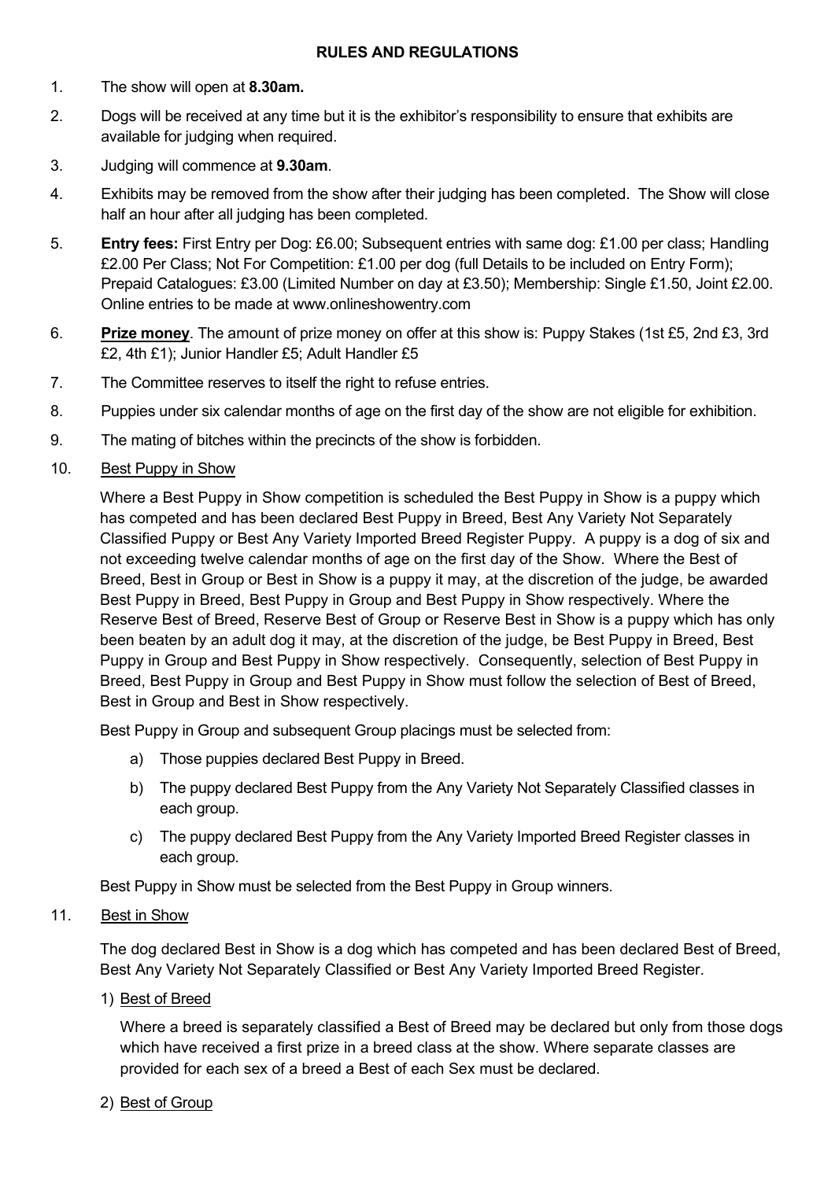## RULES AND REGULATIONS

1. The show will open at **8.30am.**

2. Dogs will be received at any time but it is the exhibitor's responsibility to ensure that exhibits are available for judging when required.

3. Judging will commence at **9.30am**.

4. Exhibits may be removed from the show after their judging has been completed. The Show will close half an hour after all judging has been completed.

5. **Entry fees:** First Entry per Dog: £6.00; Subsequent entries with same dog: £1.00 per class; Handling £2.00 Per Class; Not For Competition: £1.00 per dog (full Details to be included on Entry Form); Prepaid Catalogues: £3.00 (Limited Number on day at £3.50); Membership: Single £1.50, Joint £2.00. Online entries to be made at www.onlineshowentry.com

6. **Prize money**. The amount of prize money on offer at this show is: Puppy Stakes (1st £5, 2nd £3, 3rd £2, 4th £1); Junior Handler £5; Adult Handler £5

7. The Committee reserves to itself the right to refuse entries.

8. Puppies under six calendar months of age on the first day of the show are not eligible for exhibition.

9. The mating of bitches within the precincts of the show is forbidden.

10. Best Puppy in Show

    Where a Best Puppy in Show competition is scheduled the Best Puppy in Show is a puppy which has competed and has been declared Best Puppy in Breed, Best Any Variety Not Separately Classified Puppy or Best Any Variety Imported Breed Register Puppy. A puppy is a dog of six and not exceeding twelve calendar months of age on the first day of the Show. Where the Best of Breed, Best in Group or Best in Show is a puppy it may, at the discretion of the judge, be awarded Best Puppy in Breed, Best Puppy in Group and Best Puppy in Show respectively. Where the Reserve Best of Breed, Reserve Best of Group or Reserve Best in Show is a puppy which has only been beaten by an adult dog it may, at the discretion of the judge, be Best Puppy in Breed, Best Puppy in Group and Best Puppy in Show respectively. Consequently, selection of Best Puppy in Breed, Best Puppy in Group and Best Puppy in Show must follow the selection of Best of Breed, Best in Group and Best in Show respectively.

    Best Puppy in Group and subsequent Group placings must be selected from:

    a) Those puppies declared Best Puppy in Breed.
    b) The puppy declared Best Puppy from the Any Variety Not Separately Classified classes in each group.
    c) The puppy declared Best Puppy from the Any Variety Imported Breed Register classes in each group.

    Best Puppy in Show must be selected from the Best Puppy in Group winners.

11. Best in Show

    The dog declared Best in Show is a dog which has competed and has been declared Best of Breed, Best Any Variety Not Separately Classified or Best Any Variety Imported Breed Register.

    1) Best of Breed

       Where a breed is separately classified a Best of Breed may be declared but only from those dogs which have received a first prize in a breed class at the show. Where separate classes are provided for each sex of a breed a Best of each Sex must be declared.

    2) Best of Group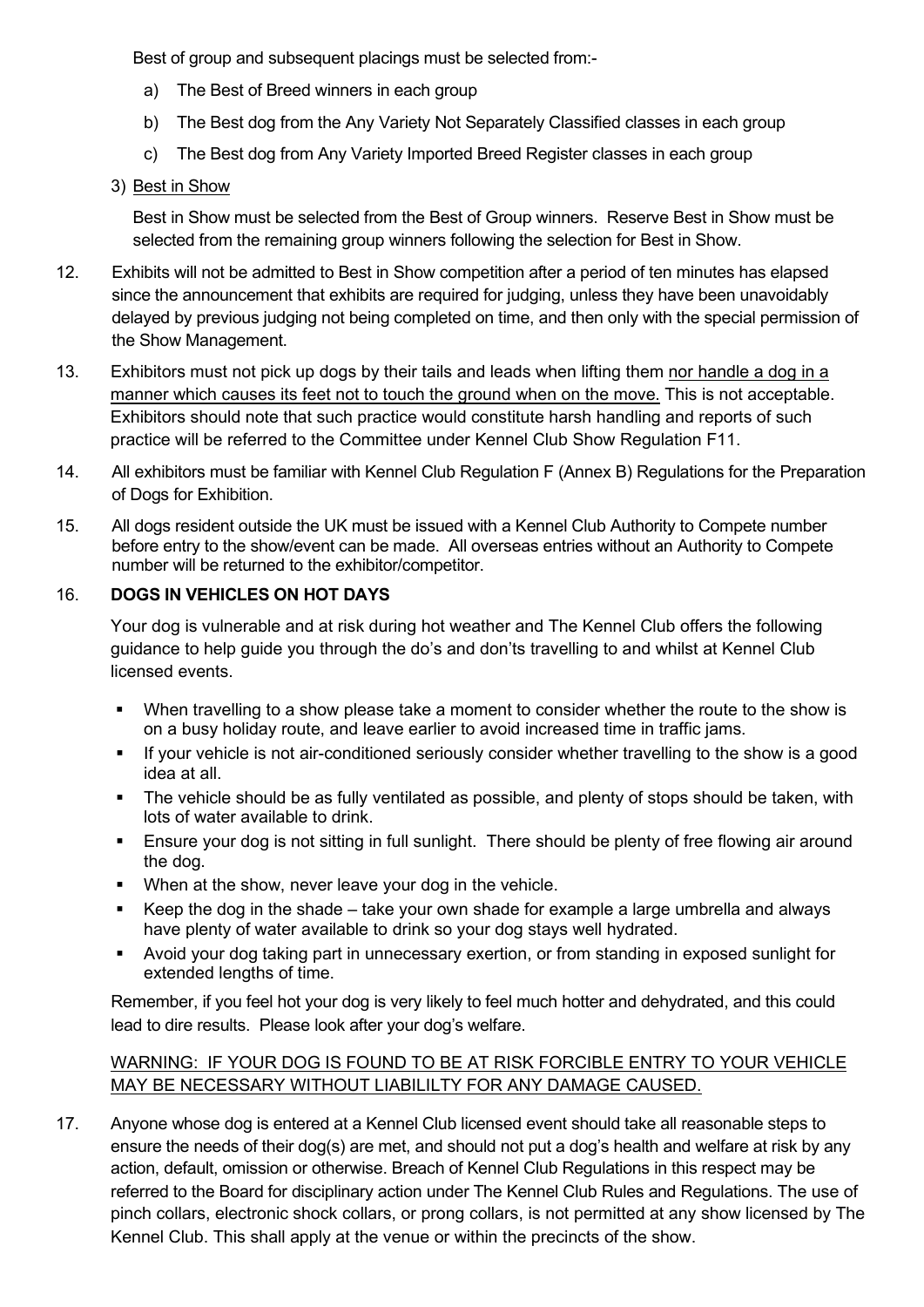Best of group and subsequent placings must be selected from:-

a) The Best of Breed winners in each group

b) The Best dog from the Any Variety Not Separately Classified classes in each group

c) The Best dog from Any Variety Imported Breed Register classes in each group

3) Best in Show

Best in Show must be selected from the Best of Group winners. Reserve Best in Show must be selected from the remaining group winners following the selection for Best in Show.

12. Exhibits will not be admitted to Best in Show competition after a period of ten minutes has elapsed since the announcement that exhibits are required for judging, unless they have been unavoidably delayed by previous judging not being completed on time, and then only with the special permission of the Show Management.

13. Exhibitors must not pick up dogs by their tails and leads when lifting them nor handle a dog in a manner which causes its feet not to touch the ground when on the move. This is not acceptable. Exhibitors should note that such practice would constitute harsh handling and reports of such practice will be referred to the Committee under Kennel Club Show Regulation F11.

14. All exhibitors must be familiar with Kennel Club Regulation F (Annex B) Regulations for the Preparation of Dogs for Exhibition.

15. All dogs resident outside the UK must be issued with a Kennel Club Authority to Compete number before entry to the show/event can be made. All overseas entries without an Authority to Compete number will be returned to the exhibitor/competitor.

16. **DOGS IN VEHICLES ON HOT DAYS**

Your dog is vulnerable and at risk during hot weather and The Kennel Club offers the following guidance to help guide you through the do's and don'ts travelling to and whilst at Kennel Club licensed events.

- When travelling to a show please take a moment to consider whether the route to the show is on a busy holiday route, and leave earlier to avoid increased time in traffic jams.
- If your vehicle is not air-conditioned seriously consider whether travelling to the show is a good idea at all.
- The vehicle should be as fully ventilated as possible, and plenty of stops should be taken, with lots of water available to drink.
- Ensure your dog is not sitting in full sunlight. There should be plenty of free flowing air around the dog.
- When at the show, never leave your dog in the vehicle.
- Keep the dog in the shade – take your own shade for example a large umbrella and always have plenty of water available to drink so your dog stays well hydrated.
- Avoid your dog taking part in unnecessary exertion, or from standing in exposed sunlight for extended lengths of time.

Remember, if you feel hot your dog is very likely to feel much hotter and dehydrated, and this could lead to dire results. Please look after your dog's welfare.

WARNING: IF YOUR DOG IS FOUND TO BE AT RISK FORCIBLE ENTRY TO YOUR VEHICLE MAY BE NECESSARY WITHOUT LIABILILTY FOR ANY DAMAGE CAUSED.

17. Anyone whose dog is entered at a Kennel Club licensed event should take all reasonable steps to ensure the needs of their dog(s) are met, and should not put a dog's health and welfare at risk by any action, default, omission or otherwise. Breach of Kennel Club Regulations in this respect may be referred to the Board for disciplinary action under The Kennel Club Rules and Regulations. The use of pinch collars, electronic shock collars, or prong collars, is not permitted at any show licensed by The Kennel Club. This shall apply at the venue or within the precincts of the show.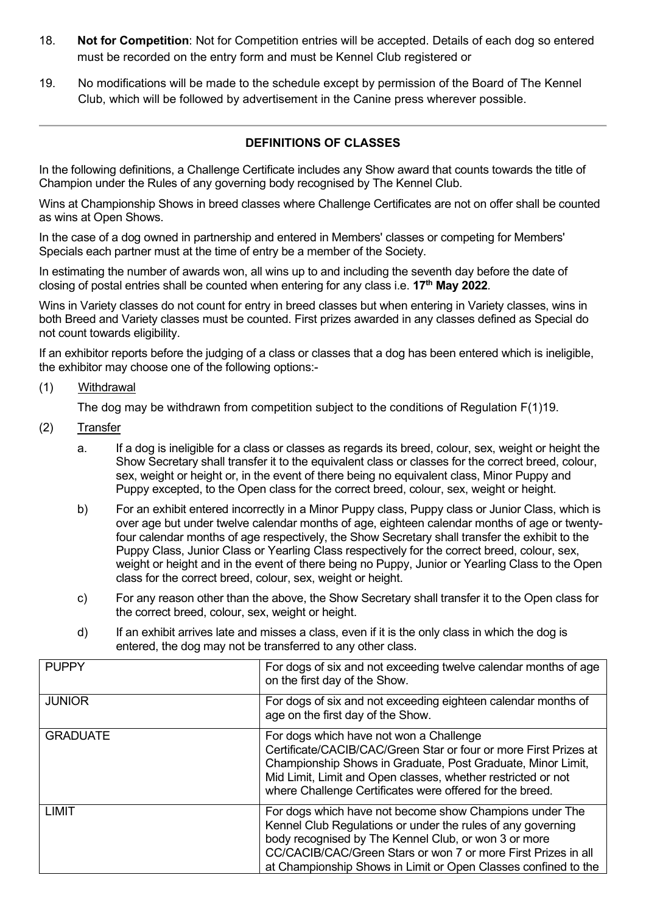18. **Not for Competition**: Not for Competition entries will be accepted. Details of each dog so entered must be recorded on the entry form and must be Kennel Club registered or

19. No modifications will be made to the schedule except by permission of the Board of The Kennel Club, which will be followed by advertisement in the Canine press wherever possible.

---

## DEFINITIONS OF CLASSES

In the following definitions, a Challenge Certificate includes any Show award that counts towards the title of Champion under the Rules of any governing body recognised by The Kennel Club.

Wins at Championship Shows in breed classes where Challenge Certificates are not on offer shall be counted as wins at Open Shows.

In the case of a dog owned in partnership and entered in Members' classes or competing for Members' Specials each partner must at the time of entry be a member of the Society.

In estimating the number of awards won, all wins up to and including the seventh day before the date of closing of postal entries shall be counted when entering for any class i.e. **17th May 2022**.

Wins in Variety classes do not count for entry in breed classes but when entering in Variety classes, wins in both Breed and Variety classes must be counted. First prizes awarded in any classes defined as Special do not count towards eligibility.

If an exhibitor reports before the judging of a class or classes that a dog has been entered which is ineligible, the exhibitor may choose one of the following options:-

(1) Withdrawal

The dog may be withdrawn from competition subject to the conditions of Regulation F(1)19.

(2) Transfer

a. If a dog is ineligible for a class or classes as regards its breed, colour, sex, weight or height the Show Secretary shall transfer it to the equivalent class or classes for the correct breed, colour, sex, weight or height or, in the event of there being no equivalent class, Minor Puppy and Puppy excepted, to the Open class for the correct breed, colour, sex, weight or height.

b) For an exhibit entered incorrectly in a Minor Puppy class, Puppy class or Junior Class, which is over age but under twelve calendar months of age, eighteen calendar months of age or twenty-four calendar months of age respectively, the Show Secretary shall transfer the exhibit to the Puppy Class, Junior Class or Yearling Class respectively for the correct breed, colour, sex, weight or height and in the event of there being no Puppy, Junior or Yearling Class to the Open class for the correct breed, colour, sex, weight or height.

c) For any reason other than the above, the Show Secretary shall transfer it to the Open class for the correct breed, colour, sex, weight or height.

d) If an exhibit arrives late and misses a class, even if it is the only class in which the dog is entered, the dog may not be transferred to any other class.

| | |
|---|---|
| PUPPY | For dogs of six and not exceeding twelve calendar months of age on the first day of the Show. |
| JUNIOR | For dogs of six and not exceeding eighteen calendar months of age on the first day of the Show. |
| GRADUATE | For dogs which have not won a Challenge Certificate/CACIB/CAC/Green Star or four or more First Prizes at Championship Shows in Graduate, Post Graduate, Minor Limit, Mid Limit, Limit and Open classes, whether restricted or not where Challenge Certificates were offered for the breed. |
| LIMIT | For dogs which have not become show Champions under The Kennel Club Regulations or under the rules of any governing body recognised by The Kennel Club, or won 3 or more CC/CACIB/CAC/Green Stars or won 7 or more First Prizes in all at Championship Shows in Limit or Open Classes confined to the |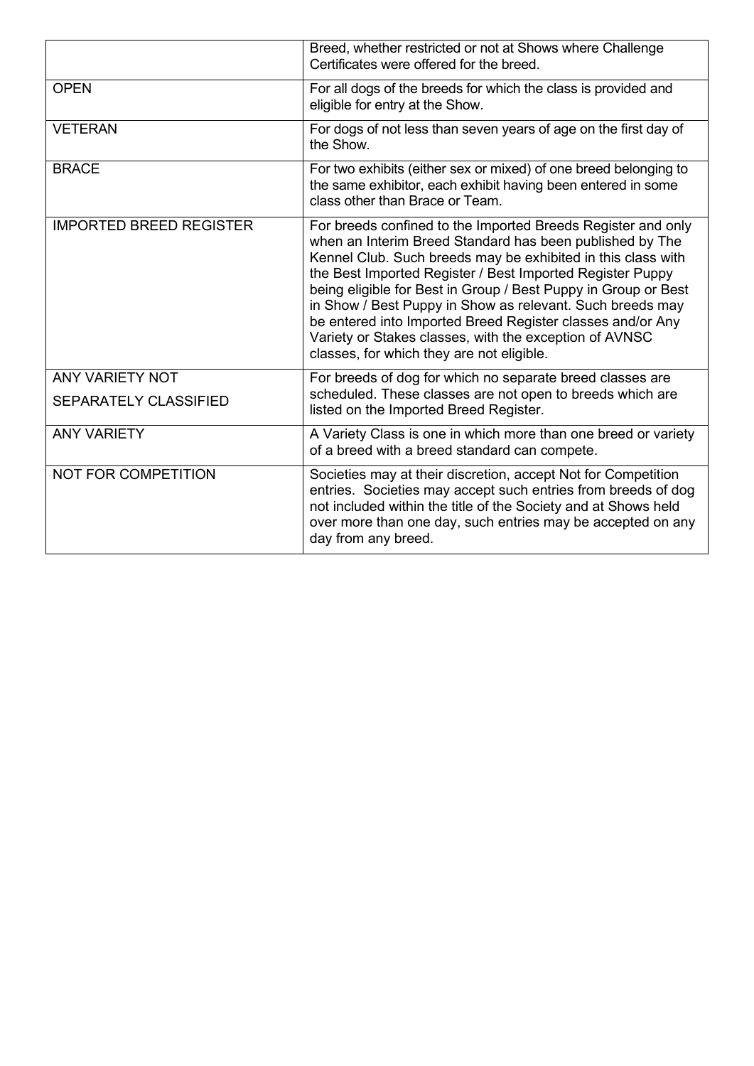| | |
|---|---|
| | Breed, whether restricted or not at Shows where Challenge Certificates were offered for the breed. |
| OPEN | For all dogs of the breeds for which the class is provided and eligible for entry at the Show. |
| VETERAN | For dogs of not less than seven years of age on the first day of the Show. |
| BRACE | For two exhibits (either sex or mixed) of one breed belonging to the same exhibitor, each exhibit having been entered in some class other than Brace or Team. |
| IMPORTED BREED REGISTER | For breeds confined to the Imported Breeds Register and only when an Interim Breed Standard has been published by The Kennel Club. Such breeds may be exhibited in this class with the Best Imported Register / Best Imported Register Puppy being eligible for Best in Group / Best Puppy in Group or Best in Show / Best Puppy in Show as relevant. Such breeds may be entered into Imported Breed Register classes and/or Any Variety or Stakes classes, with the exception of AVNSC classes, for which they are not eligible. |
| ANY VARIETY NOT SEPARATELY CLASSIFIED | For breeds of dog for which no separate breed classes are scheduled. These classes are not open to breeds which are listed on the Imported Breed Register. |
| ANY VARIETY | A Variety Class is one in which more than one breed or variety of a breed with a breed standard can compete. |
| NOT FOR COMPETITION | Societies may at their discretion, accept Not for Competition entries. Societies may accept such entries from breeds of dog not included within the title of the Society and at Shows held over more than one day, such entries may be accepted on any day from any breed. |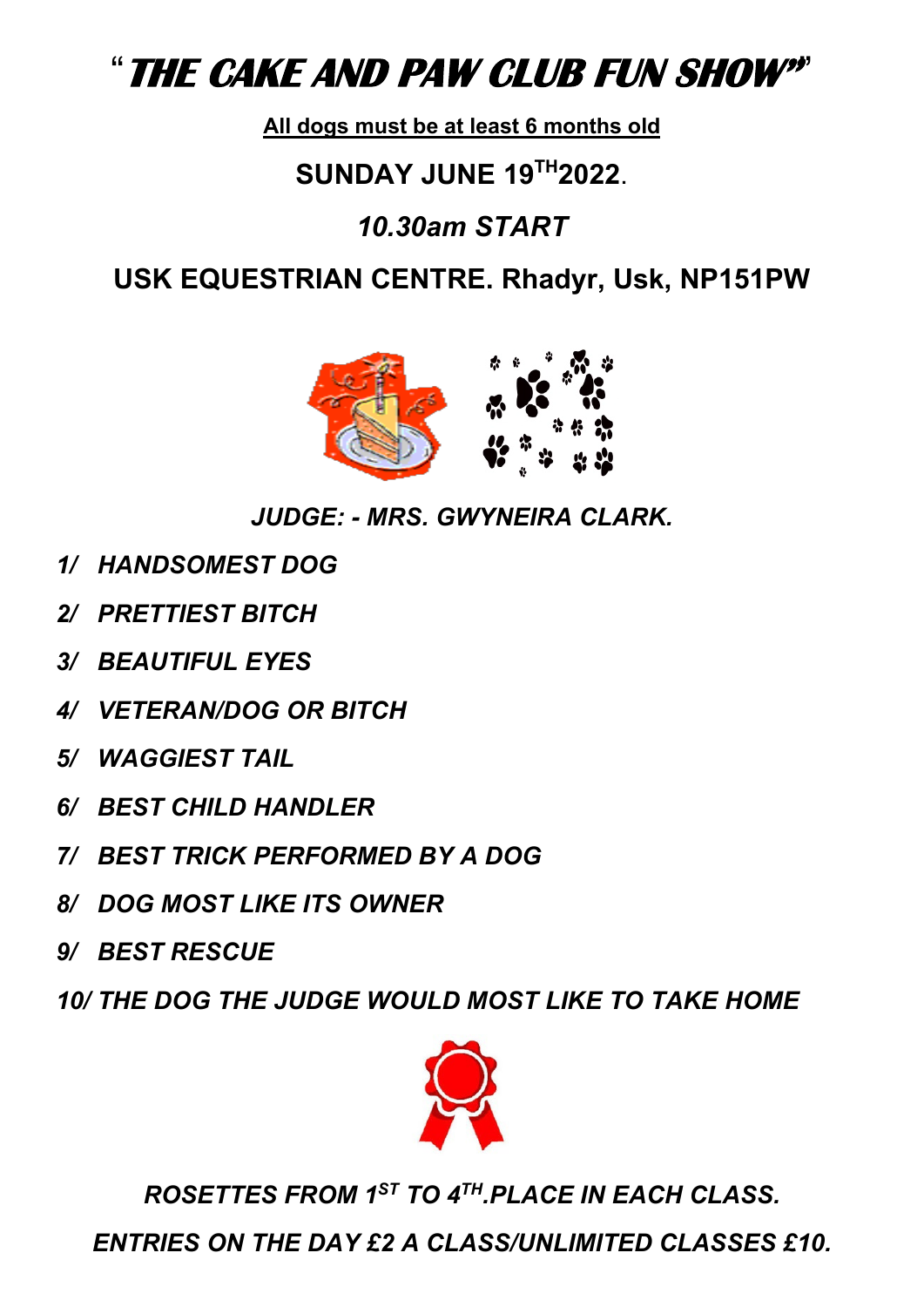# "*THE CAKE AND PAW CLUB FUN SHOW*"

**All dogs must be at least 6 months old**

**SUNDAY JUNE 19TH 2022.**

***10.30am START***

**USK EQUESTRIAN CENTRE. Rhadyr, Usk, NP151PW**

***JUDGE: - MRS. GWYNEIRA CLARK.***

***1/ HANDSOMEST DOG***

***2/ PRETTIEST BITCH***

***3/ BEAUTIFUL EYES***

***4/ VETERAN/DOG OR BITCH***

***5/ WAGGIEST TAIL***

***6/ BEST CHILD HANDLER***

***7/ BEST TRICK PERFORMED BY A DOG***

***8/ DOG MOST LIKE ITS OWNER***

***9/ BEST RESCUE***

***10/ THE DOG THE JUDGE WOULD MOST LIKE TO TAKE HOME***

***ROSETTES FROM 1ST TO 4TH.PLACE IN EACH CLASS.***

***ENTRIES ON THE DAY £2 A CLASS/UNLIMITED CLASSES £10.***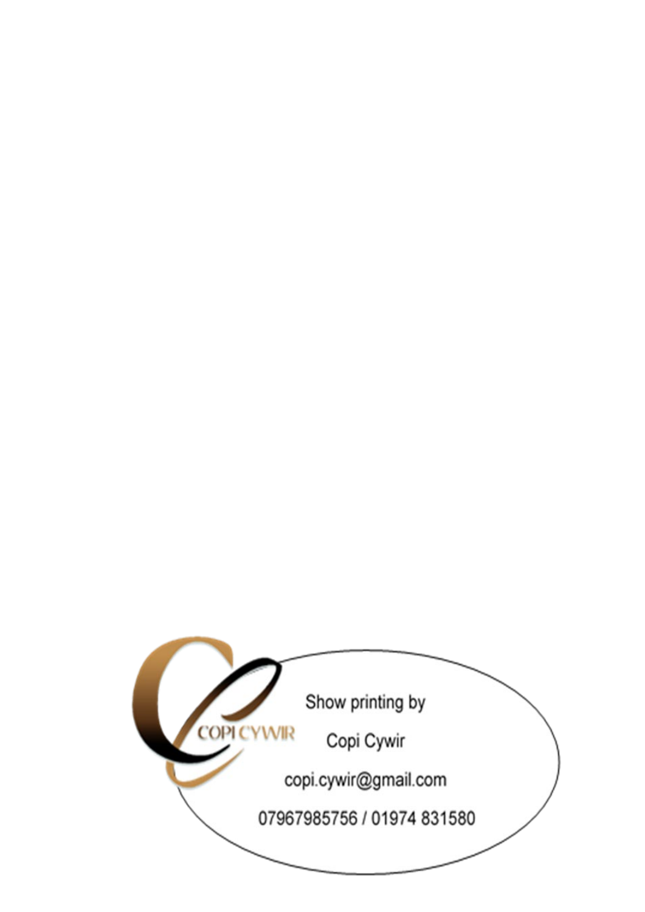COPI CYWIR

Show printing by

Copi Cywir

copi.cywir@gmail.com

07967985756 / 01974 831580